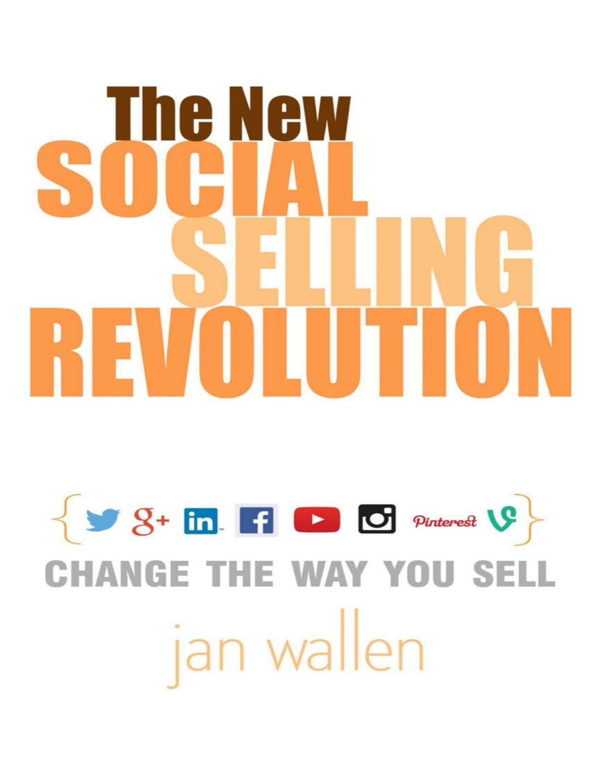# The New SOCIAL SELLING REVOLUTION

{ Pinterest }

## CHANGE THE WAY YOU SELL

jan wallen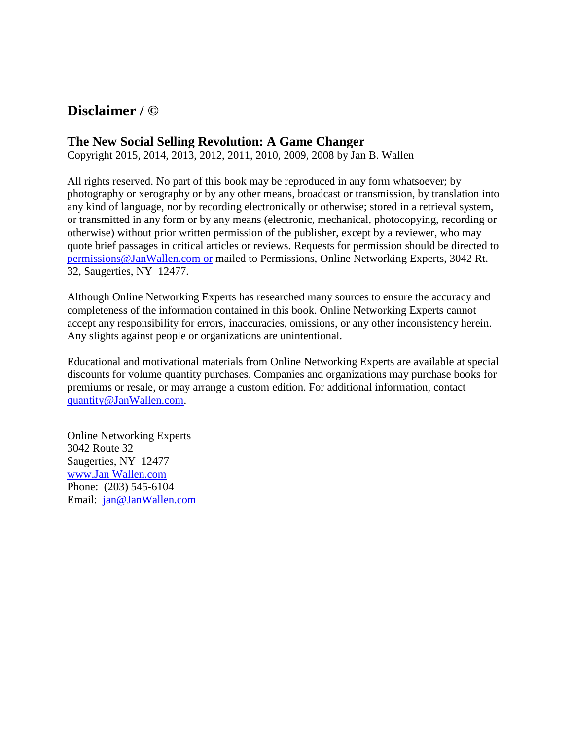## Disclaimer / ©

### The New Social Selling Revolution: A Game Changer

Copyright 2015, 2014, 2013, 2012, 2011, 2010, 2009, 2008 by Jan B. Wallen

All rights reserved. No part of this book may be reproduced in any form whatsoever; by photography or xerography or by any other means, broadcast or transmission, by translation into any kind of language, nor by recording electronically or otherwise; stored in a retrieval system, or transmitted in any form or by any means (electronic, mechanical, photocopying, recording or otherwise) without prior written permission of the publisher, except by a reviewer, who may quote brief passages in critical articles or reviews. Requests for permission should be directed to permissions@JanWallen.com or mailed to Permissions, Online Networking Experts, 3042 Rt. 32, Saugerties, NY 12477.

Although Online Networking Experts has researched many sources to ensure the accuracy and completeness of the information contained in this book. Online Networking Experts cannot accept any responsibility for errors, inaccuracies, omissions, or any other inconsistency herein. Any slights against people or organizations are unintentional.

Educational and motivational materials from Online Networking Experts are available at special discounts for volume quantity purchases. Companies and organizations may purchase books for premiums or resale, or may arrange a custom edition. For additional information, contact quantity@JanWallen.com.

Online Networking Experts  
3042 Route 32  
Saugerties, NY 12477  
www.Jan Wallen.com  
Phone: (203) 545-6104  
Email: jan@JanWallen.com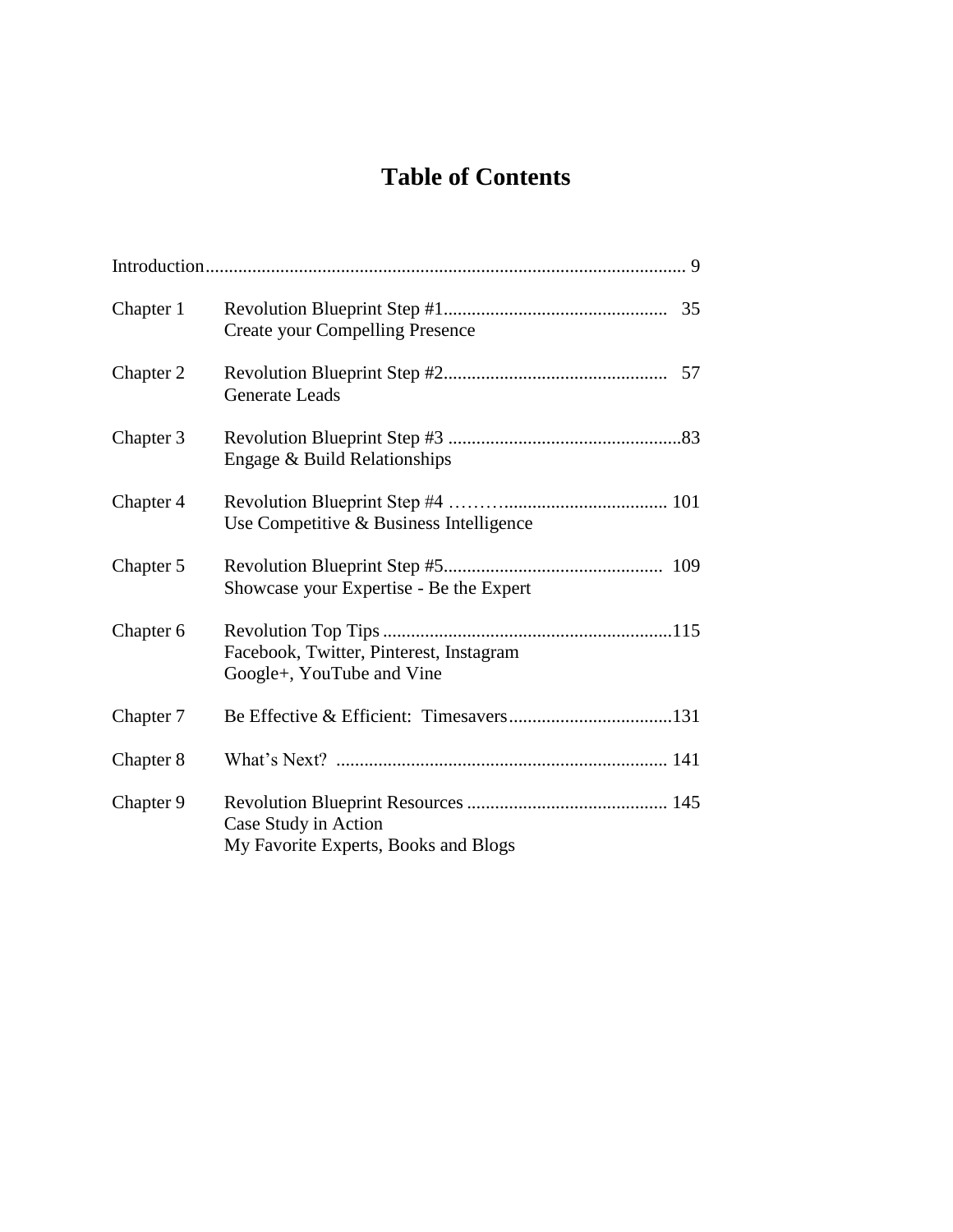# Table of Contents

| | | |
|---|---|---|
| Introduction | | 9 |
| Chapter 1 | Revolution Blueprint Step #1<br>Create your Compelling Presence | 35 |
| Chapter 2 | Revolution Blueprint Step #2<br>Generate Leads | 57 |
| Chapter 3 | Revolution Blueprint Step #3<br>Engage & Build Relationships | 83 |
| Chapter 4 | Revolution Blueprint Step #4<br>Use Competitive & Business Intelligence | 101 |
| Chapter 5 | Revolution Blueprint Step #5<br>Showcase your Expertise - Be the Expert | 109 |
| Chapter 6 | Revolution Top Tips<br>Facebook, Twitter, Pinterest, Instagram<br>Google+, YouTube and Vine | 115 |
| Chapter 7 | Be Effective & Efficient: Timesavers | 131 |
| Chapter 8 | What's Next? | 141 |
| Chapter 9 | Revolution Blueprint Resources<br>Case Study in Action<br>My Favorite Experts, Books and Blogs | 145 |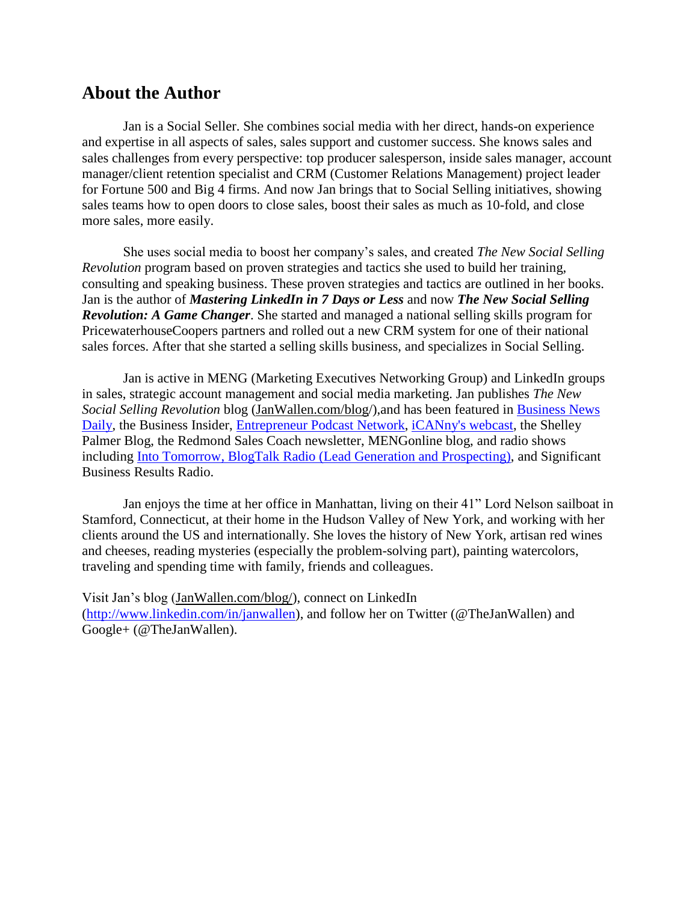## About the Author

Jan is a Social Seller. She combines social media with her direct, hands-on experience and expertise in all aspects of sales, sales support and customer success. She knows sales and sales challenges from every perspective: top producer salesperson, inside sales manager, account manager/client retention specialist and CRM (Customer Relations Management) project leader for Fortune 500 and Big 4 firms. And now Jan brings that to Social Selling initiatives, showing sales teams how to open doors to close sales, boost their sales as much as 10-fold, and close more sales, more easily.

She uses social media to boost her company's sales, and created *The New Social Selling Revolution* program based on proven strategies and tactics she used to build her training, consulting and speaking business. These proven strategies and tactics are outlined in her books. Jan is the author of ***Mastering LinkedIn in 7 Days or Less*** and now ***The New Social Selling Revolution: A Game Changer***. She started and managed a national selling skills program for PricewaterhouseCoopers partners and rolled out a new CRM system for one of their national sales forces. After that she started a selling skills business, and specializes in Social Selling.

Jan is active in MENG (Marketing Executives Networking Group) and LinkedIn groups in sales, strategic account management and social media marketing. Jan publishes *The New Social Selling Revolution* blog (JanWallen.com/blog/),and has been featured in Business News Daily, the Business Insider, Entrepreneur Podcast Network, iCANny's webcast, the Shelley Palmer Blog, the Redmond Sales Coach newsletter, MENGonline blog, and radio shows including Into Tomorrow, BlogTalk Radio (Lead Generation and Prospecting), and Significant Business Results Radio.

Jan enjoys the time at her office in Manhattan, living on their 41" Lord Nelson sailboat in Stamford, Connecticut, at their home in the Hudson Valley of New York, and working with her clients around the US and internationally. She loves the history of New York, artisan red wines and cheeses, reading mysteries (especially the problem-solving part), painting watercolors, traveling and spending time with family, friends and colleagues.

Visit Jan's blog (JanWallen.com/blog/), connect on LinkedIn (http://www.linkedin.com/in/janwallen), and follow her on Twitter (@TheJanWallen) and Google+ (@TheJanWallen).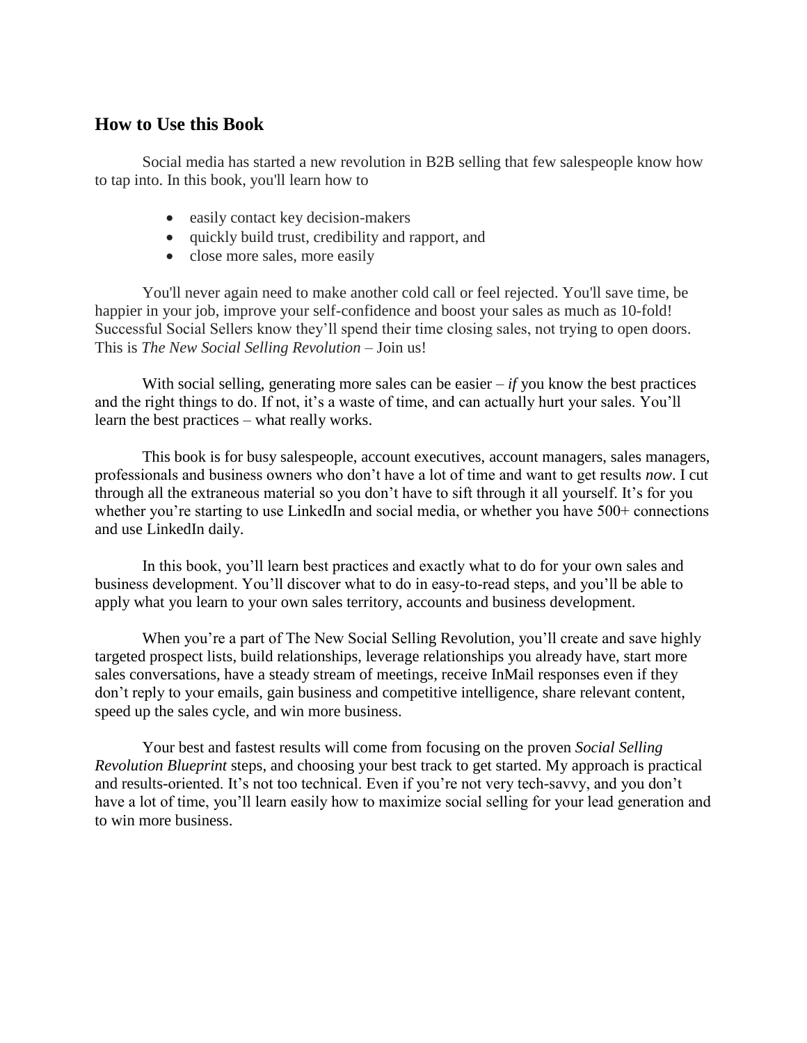## How to Use this Book

Social media has started a new revolution in B2B selling that few salespeople know how to tap into. In this book, you'll learn how to

- easily contact key decision-makers
- quickly build trust, credibility and rapport, and
- close more sales, more easily

You'll never again need to make another cold call or feel rejected. You'll save time, be happier in your job, improve your self-confidence and boost your sales as much as 10-fold! Successful Social Sellers know they'll spend their time closing sales, not trying to open doors. This is *The New Social Selling Revolution* – Join us!

With social selling, generating more sales can be easier – *if* you know the best practices and the right things to do. If not, it's a waste of time, and can actually hurt your sales. You'll learn the best practices – what really works.

This book is for busy salespeople, account executives, account managers, sales managers, professionals and business owners who don't have a lot of time and want to get results *now*. I cut through all the extraneous material so you don't have to sift through it all yourself. It's for you whether you're starting to use LinkedIn and social media, or whether you have 500+ connections and use LinkedIn daily.

In this book, you'll learn best practices and exactly what to do for your own sales and business development. You'll discover what to do in easy-to-read steps, and you'll be able to apply what you learn to your own sales territory, accounts and business development.

When you're a part of The New Social Selling Revolution, you'll create and save highly targeted prospect lists, build relationships, leverage relationships you already have, start more sales conversations, have a steady stream of meetings, receive InMail responses even if they don't reply to your emails, gain business and competitive intelligence, share relevant content, speed up the sales cycle, and win more business.

Your best and fastest results will come from focusing on the proven *Social Selling Revolution Blueprint* steps, and choosing your best track to get started. My approach is practical and results-oriented. It's not too technical. Even if you're not very tech-savvy, and you don't have a lot of time, you'll learn easily how to maximize social selling for your lead generation and to win more business.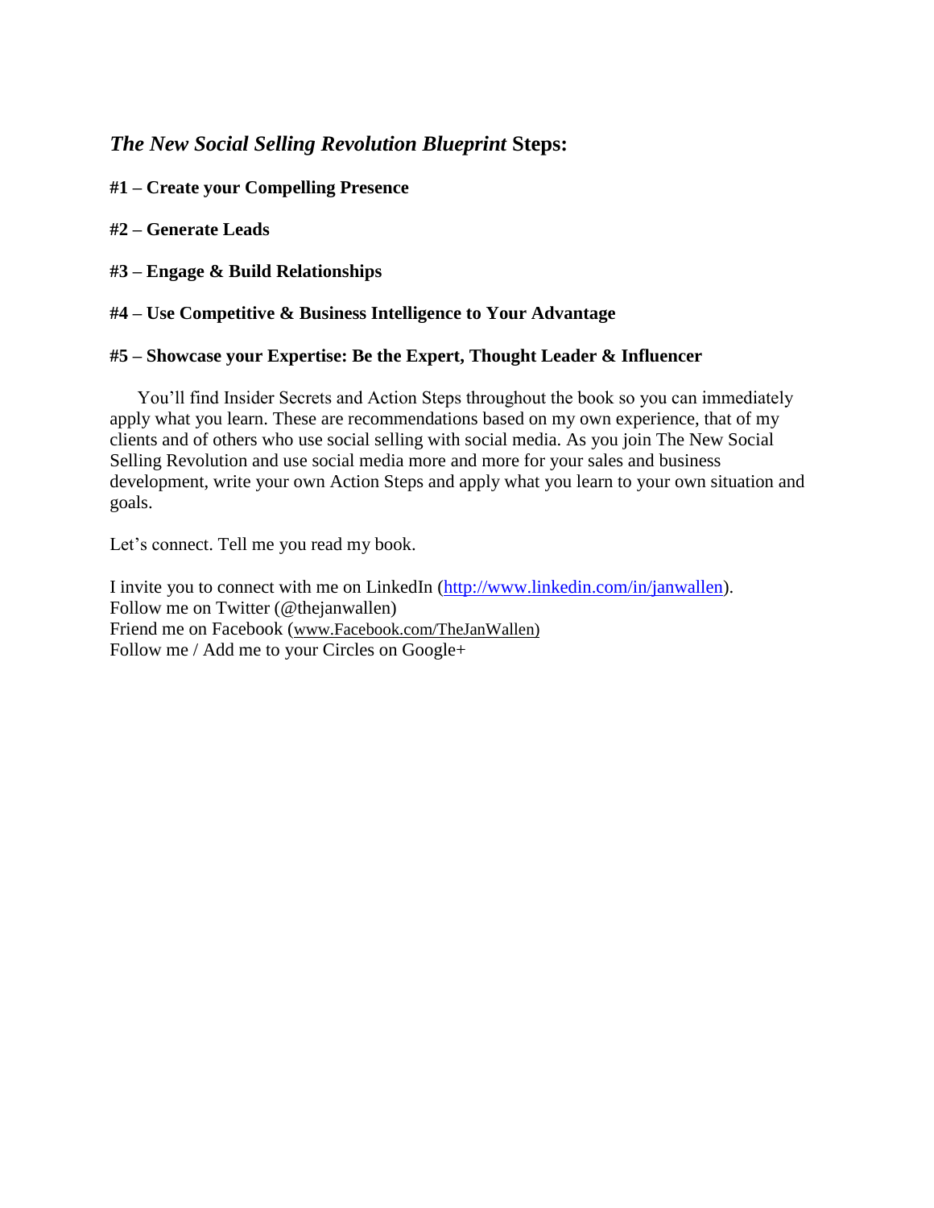## *The New Social Selling Revolution Blueprint* Steps:

**#1 – Create your Compelling Presence**

**#2 – Generate Leads**

**#3 – Engage & Build Relationships**

**#4 – Use Competitive & Business Intelligence to Your Advantage**

**#5 – Showcase your Expertise: Be the Expert, Thought Leader & Influencer**

You'll find Insider Secrets and Action Steps throughout the book so you can immediately apply what you learn. These are recommendations based on my own experience, that of my clients and of others who use social selling with social media. As you join The New Social Selling Revolution and use social media more and more for your sales and business development, write your own Action Steps and apply what you learn to your own situation and goals.

Let's connect. Tell me you read my book.

I invite you to connect with me on LinkedIn (http://www.linkedin.com/in/janwallen).
Follow me on Twitter (@thejanwallen)
Friend me on Facebook (www.Facebook.com/TheJanWallen)
Follow me / Add me to your Circles on Google+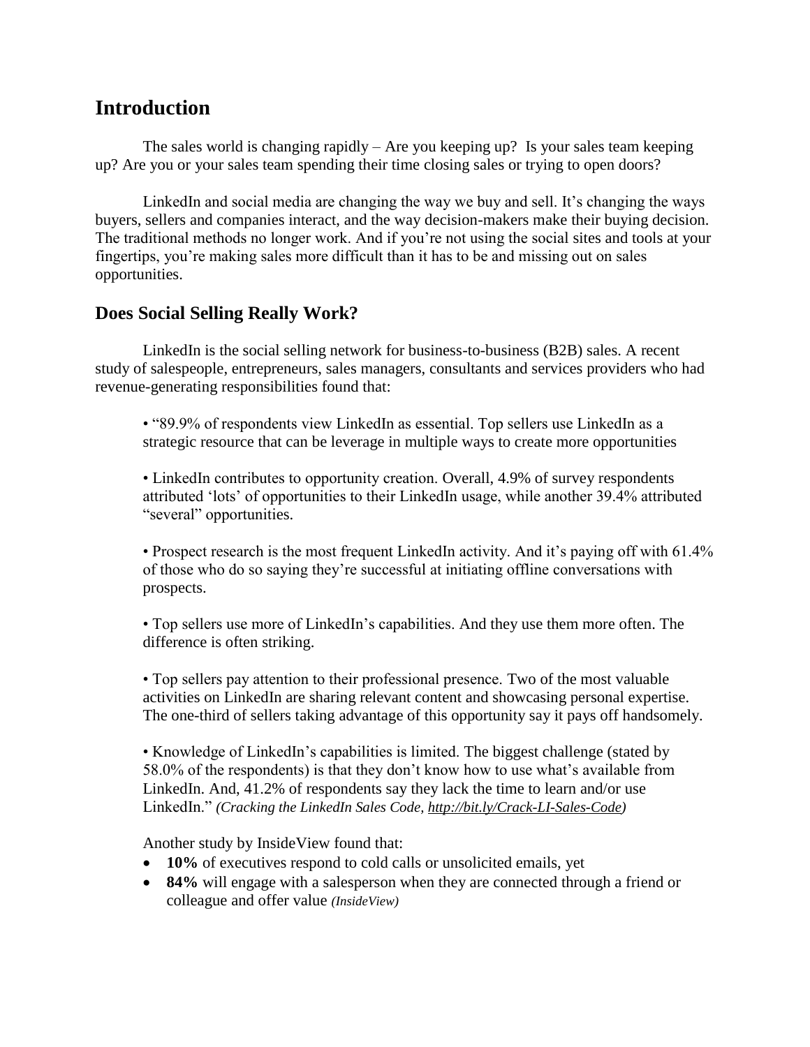## Introduction

The sales world is changing rapidly – Are you keeping up? Is your sales team keeping up? Are you or your sales team spending their time closing sales or trying to open doors?

LinkedIn and social media are changing the way we buy and sell. It's changing the ways buyers, sellers and companies interact, and the way decision-makers make their buying decision. The traditional methods no longer work. And if you're not using the social sites and tools at your fingertips, you're making sales more difficult than it has to be and missing out on sales opportunities.

### Does Social Selling Really Work?

LinkedIn is the social selling network for business-to-business (B2B) sales. A recent study of salespeople, entrepreneurs, sales managers, consultants and services providers who had revenue-generating responsibilities found that:

> • "89.9% of respondents view LinkedIn as essential. Top sellers use LinkedIn as a strategic resource that can be leverage in multiple ways to create more opportunities
>
> • LinkedIn contributes to opportunity creation. Overall, 4.9% of survey respondents attributed 'lots' of opportunities to their LinkedIn usage, while another 39.4% attributed "several" opportunities.
>
> • Prospect research is the most frequent LinkedIn activity. And it's paying off with 61.4% of those who do so saying they're successful at initiating offline conversations with prospects.
>
> • Top sellers use more of LinkedIn's capabilities. And they use them more often. The difference is often striking.
>
> • Top sellers pay attention to their professional presence. Two of the most valuable activities on LinkedIn are sharing relevant content and showcasing personal expertise. The one-third of sellers taking advantage of this opportunity say it pays off handsomely.
>
> • Knowledge of LinkedIn's capabilities is limited. The biggest challenge (stated by 58.0% of the respondents) is that they don't know how to use what's available from LinkedIn. And, 41.2% of respondents say they lack the time to learn and/or use LinkedIn." *(Cracking the LinkedIn Sales Code, http://bit.ly/Crack-LI-Sales-Code)*

Another study by InsideView found that:

- **10%** of executives respond to cold calls or unsolicited emails, yet
- **84%** will engage with a salesperson when they are connected through a friend or colleague and offer value *(InsideView)*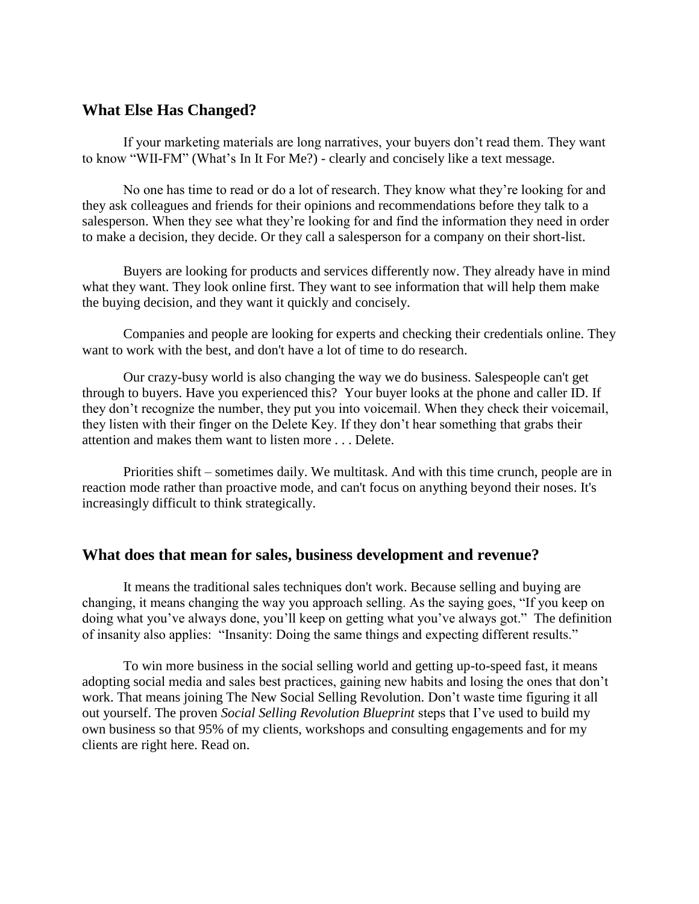## What Else Has Changed?

If your marketing materials are long narratives, your buyers don't read them. They want to know "WII-FM" (What's In It For Me?) - clearly and concisely like a text message.

No one has time to read or do a lot of research. They know what they're looking for and they ask colleagues and friends for their opinions and recommendations before they talk to a salesperson. When they see what they're looking for and find the information they need in order to make a decision, they decide. Or they call a salesperson for a company on their short-list.

Buyers are looking for products and services differently now. They already have in mind what they want. They look online first. They want to see information that will help them make the buying decision, and they want it quickly and concisely.

Companies and people are looking for experts and checking their credentials online. They want to work with the best, and don't have a lot of time to do research.

Our crazy-busy world is also changing the way we do business. Salespeople can't get through to buyers. Have you experienced this? Your buyer looks at the phone and caller ID. If they don't recognize the number, they put you into voicemail. When they check their voicemail, they listen with their finger on the Delete Key. If they don't hear something that grabs their attention and makes them want to listen more . . . Delete.

Priorities shift – sometimes daily. We multitask. And with this time crunch, people are in reaction mode rather than proactive mode, and can't focus on anything beyond their noses. It's increasingly difficult to think strategically.

## What does that mean for sales, business development and revenue?

It means the traditional sales techniques don't work. Because selling and buying are changing, it means changing the way you approach selling. As the saying goes, "If you keep on doing what you've always done, you'll keep on getting what you've always got." The definition of insanity also applies: "Insanity: Doing the same things and expecting different results."

To win more business in the social selling world and getting up-to-speed fast, it means adopting social media and sales best practices, gaining new habits and losing the ones that don't work. That means joining The New Social Selling Revolution. Don't waste time figuring it all out yourself. The proven *Social Selling Revolution Blueprint* steps that I've used to build my own business so that 95% of my clients, workshops and consulting engagements and for my clients are right here. Read on.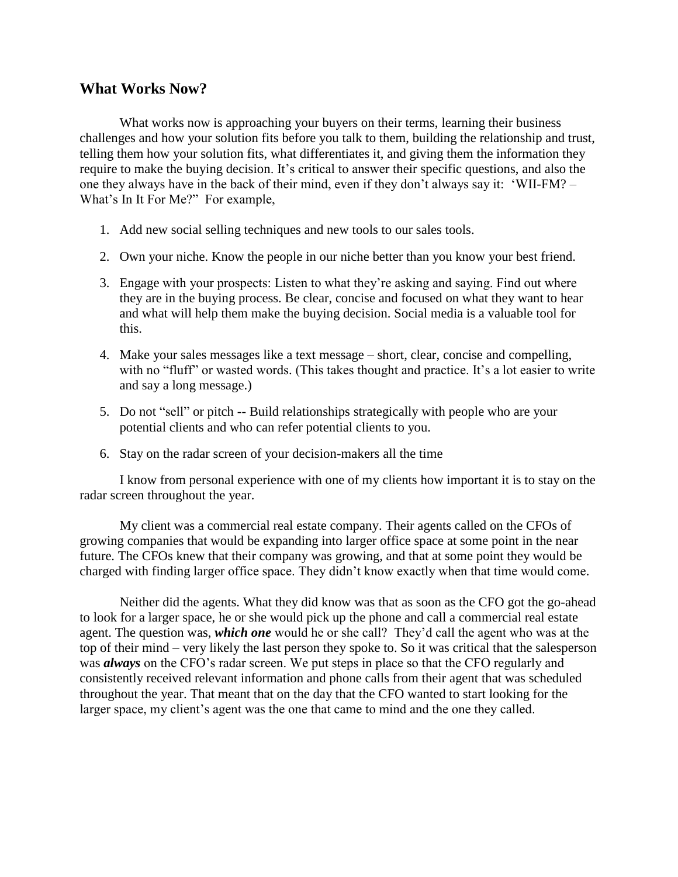## What Works Now?

What works now is approaching your buyers on their terms, learning their business challenges and how your solution fits before you talk to them, building the relationship and trust, telling them how your solution fits, what differentiates it, and giving them the information they require to make the buying decision. It's critical to answer their specific questions, and also the one they always have in the back of their mind, even if they don't always say it: 'WII-FM? – What's In It For Me?" For example,

1. Add new social selling techniques and new tools to our sales tools.
2. Own your niche. Know the people in our niche better than you know your best friend.
3. Engage with your prospects: Listen to what they're asking and saying. Find out where they are in the buying process. Be clear, concise and focused on what they want to hear and what will help them make the buying decision. Social media is a valuable tool for this.
4. Make your sales messages like a text message – short, clear, concise and compelling, with no "fluff" or wasted words. (This takes thought and practice. It's a lot easier to write and say a long message.)
5. Do not "sell" or pitch -- Build relationships strategically with people who are your potential clients and who can refer potential clients to you.
6. Stay on the radar screen of your decision-makers all the time

I know from personal experience with one of my clients how important it is to stay on the radar screen throughout the year.

My client was a commercial real estate company. Their agents called on the CFOs of growing companies that would be expanding into larger office space at some point in the near future. The CFOs knew that their company was growing, and that at some point they would be charged with finding larger office space. They didn't know exactly when that time would come.

Neither did the agents. What they did know was that as soon as the CFO got the go-ahead to look for a larger space, he or she would pick up the phone and call a commercial real estate agent. The question was, ***which one*** would he or she call? They'd call the agent who was at the top of their mind – very likely the last person they spoke to. So it was critical that the salesperson was ***always*** on the CFO's radar screen. We put steps in place so that the CFO regularly and consistently received relevant information and phone calls from their agent that was scheduled throughout the year. That meant that on the day that the CFO wanted to start looking for the larger space, my client's agent was the one that came to mind and the one they called.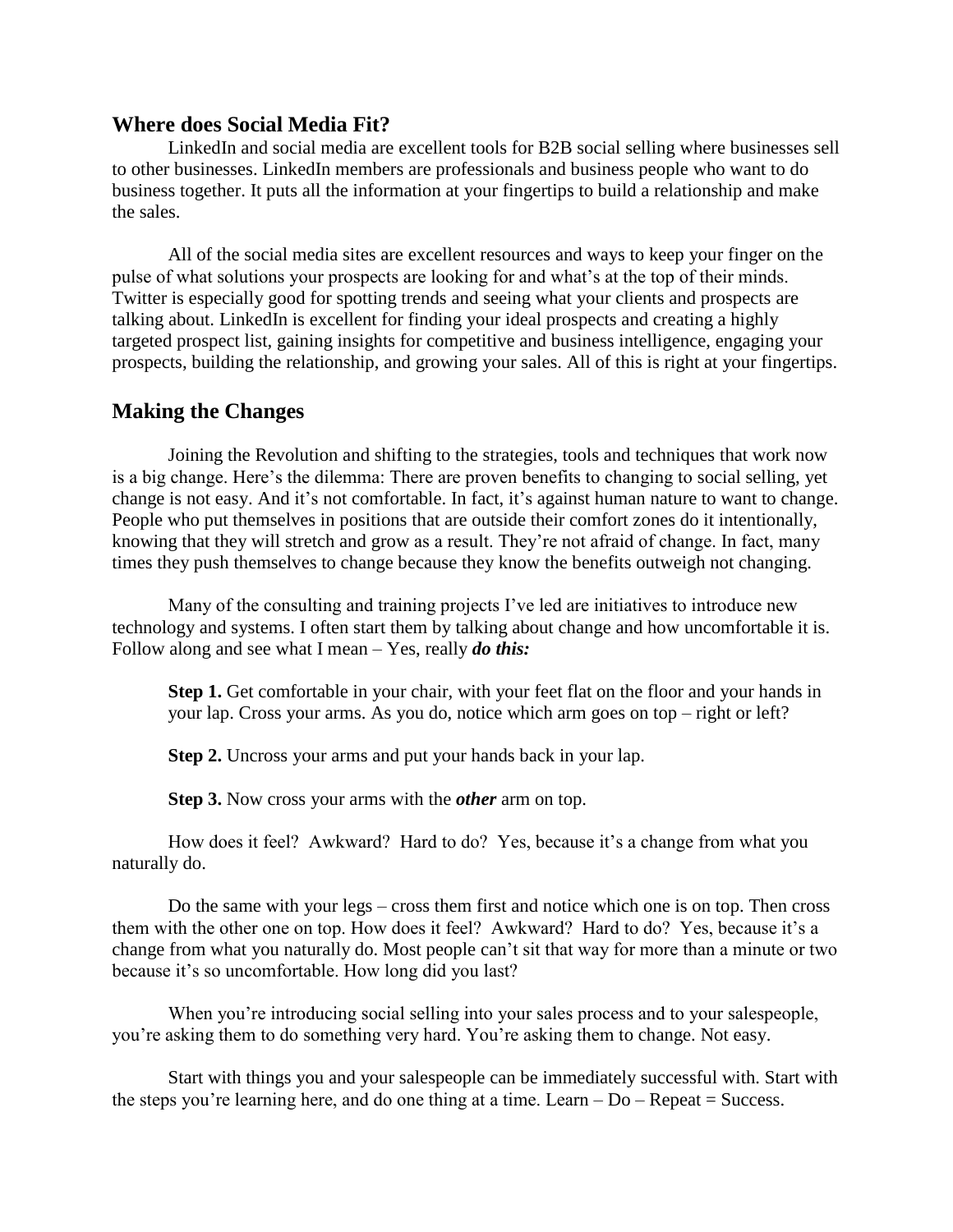## Where does Social Media Fit?

LinkedIn and social media are excellent tools for B2B social selling where businesses sell to other businesses. LinkedIn members are professionals and business people who want to do business together. It puts all the information at your fingertips to build a relationship and make the sales.

All of the social media sites are excellent resources and ways to keep your finger on the pulse of what solutions your prospects are looking for and what's at the top of their minds. Twitter is especially good for spotting trends and seeing what your clients and prospects are talking about. LinkedIn is excellent for finding your ideal prospects and creating a highly targeted prospect list, gaining insights for competitive and business intelligence, engaging your prospects, building the relationship, and growing your sales. All of this is right at your fingertips.

## Making the Changes

Joining the Revolution and shifting to the strategies, tools and techniques that work now is a big change. Here's the dilemma: There are proven benefits to changing to social selling, yet change is not easy. And it's not comfortable. In fact, it's against human nature to want to change. People who put themselves in positions that are outside their comfort zones do it intentionally, knowing that they will stretch and grow as a result. They're not afraid of change. In fact, many times they push themselves to change because they know the benefits outweigh not changing.

Many of the consulting and training projects I've led are initiatives to introduce new technology and systems. I often start them by talking about change and how uncomfortable it is. Follow along and see what I mean – Yes, really ***do this:***

> **Step 1.** Get comfortable in your chair, with your feet flat on the floor and your hands in your lap. Cross your arms. As you do, notice which arm goes on top – right or left?
>
> **Step 2.** Uncross your arms and put your hands back in your lap.
>
> **Step 3.** Now cross your arms with the ***other*** arm on top.

How does it feel? Awkward? Hard to do? Yes, because it's a change from what you naturally do.

Do the same with your legs – cross them first and notice which one is on top. Then cross them with the other one on top. How does it feel? Awkward? Hard to do? Yes, because it's a change from what you naturally do. Most people can't sit that way for more than a minute or two because it's so uncomfortable. How long did you last?

When you're introducing social selling into your sales process and to your salespeople, you're asking them to do something very hard. You're asking them to change. Not easy.

Start with things you and your salespeople can be immediately successful with. Start with the steps you're learning here, and do one thing at a time. Learn – Do – Repeat = Success.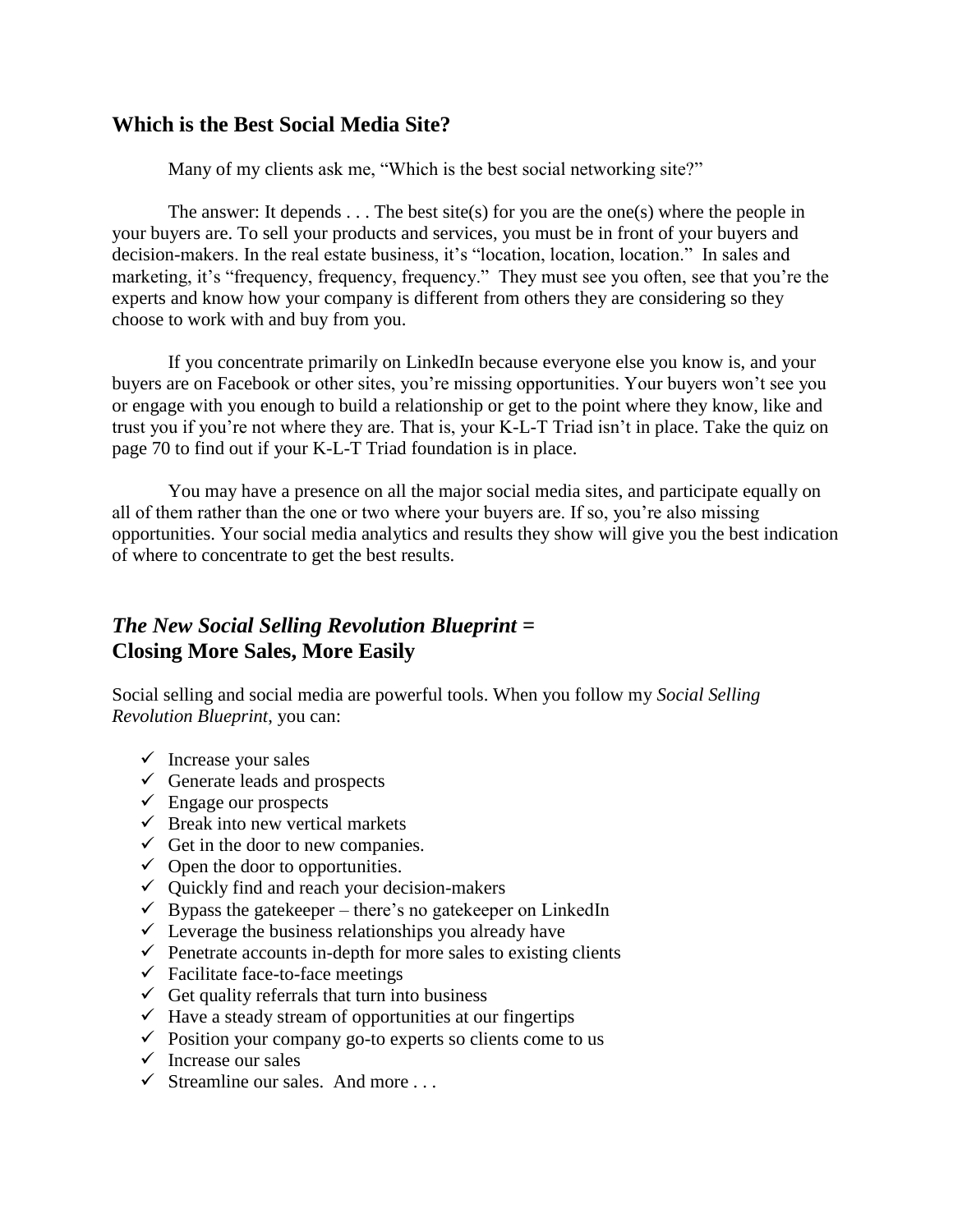## Which is the Best Social Media Site?

Many of my clients ask me, "Which is the best social networking site?"

The answer: It depends . . . The best site(s) for you are the one(s) where the people in your buyers are. To sell your products and services, you must be in front of your buyers and decision-makers. In the real estate business, it's "location, location, location." In sales and marketing, it's "frequency, frequency, frequency." They must see you often, see that you're the experts and know how your company is different from others they are considering so they choose to work with and buy from you.

If you concentrate primarily on LinkedIn because everyone else you know is, and your buyers are on Facebook or other sites, you're missing opportunities. Your buyers won't see you or engage with you enough to build a relationship or get to the point where they know, like and trust you if you're not where they are. That is, your K-L-T Triad isn't in place. Take the quiz on page 70 to find out if your K-L-T Triad foundation is in place.

You may have a presence on all the major social media sites, and participate equally on all of them rather than the one or two where your buyers are. If so, you're also missing opportunities. Your social media analytics and results they show will give you the best indication of where to concentrate to get the best results.

## *The New Social Selling Revolution Blueprint* = Closing More Sales, More Easily

Social selling and social media are powerful tools. When you follow my *Social Selling Revolution Blueprint*, you can:

- ✓ Increase your sales
- ✓ Generate leads and prospects
- ✓ Engage our prospects
- ✓ Break into new vertical markets
- ✓ Get in the door to new companies.
- ✓ Open the door to opportunities.
- ✓ Quickly find and reach your decision-makers
- ✓ Bypass the gatekeeper – there's no gatekeeper on LinkedIn
- ✓ Leverage the business relationships you already have
- ✓ Penetrate accounts in-depth for more sales to existing clients
- ✓ Facilitate face-to-face meetings
- ✓ Get quality referrals that turn into business
- ✓ Have a steady stream of opportunities at our fingertips
- ✓ Position your company go-to experts so clients come to us
- ✓ Increase our sales
- ✓ Streamline our sales. And more . . .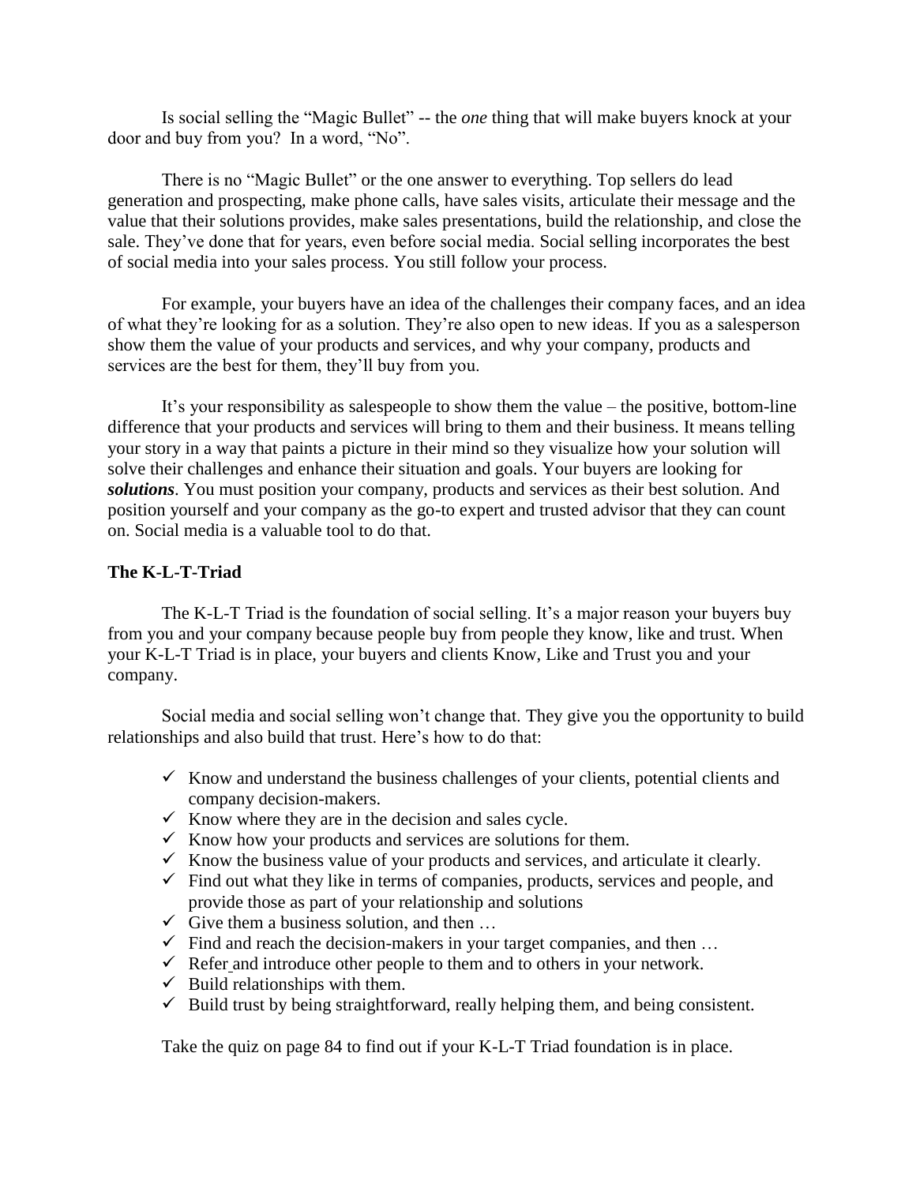Is social selling the "Magic Bullet" -- the *one* thing that will make buyers knock at your door and buy from you? In a word, "No".

There is no "Magic Bullet" or the one answer to everything. Top sellers do lead generation and prospecting, make phone calls, have sales visits, articulate their message and the value that their solutions provides, make sales presentations, build the relationship, and close the sale. They've done that for years, even before social media. Social selling incorporates the best of social media into your sales process. You still follow your process.

For example, your buyers have an idea of the challenges their company faces, and an idea of what they're looking for as a solution. They're also open to new ideas. If you as a salesperson show them the value of your products and services, and why your company, products and services are the best for them, they'll buy from you.

It's your responsibility as salespeople to show them the value – the positive, bottom-line difference that your products and services will bring to them and their business. It means telling your story in a way that paints a picture in their mind so they visualize how your solution will solve their challenges and enhance their situation and goals. Your buyers are looking for ***solutions***. You must position your company, products and services as their best solution. And position yourself and your company as the go-to expert and trusted advisor that they can count on. Social media is a valuable tool to do that.

### The K-L-T-Triad

The K-L-T Triad is the foundation of social selling. It's a major reason your buyers buy from you and your company because people buy from people they know, like and trust. When your K-L-T Triad is in place, your buyers and clients Know, Like and Trust you and your company.

Social media and social selling won't change that. They give you the opportunity to build relationships and also build that trust. Here's how to do that:

- ✓ Know and understand the business challenges of your clients, potential clients and company decision-makers.
- ✓ Know where they are in the decision and sales cycle.
- ✓ Know how your products and services are solutions for them.
- ✓ Know the business value of your products and services, and articulate it clearly.
- ✓ Find out what they like in terms of companies, products, services and people, and provide those as part of your relationship and solutions
- ✓ Give them a business solution, and then …
- ✓ Find and reach the decision-makers in your target companies, and then …
- ✓ Refer and introduce other people to them and to others in your network.
- ✓ Build relationships with them.
- ✓ Build trust by being straightforward, really helping them, and being consistent.

Take the quiz on page 84 to find out if your K-L-T Triad foundation is in place.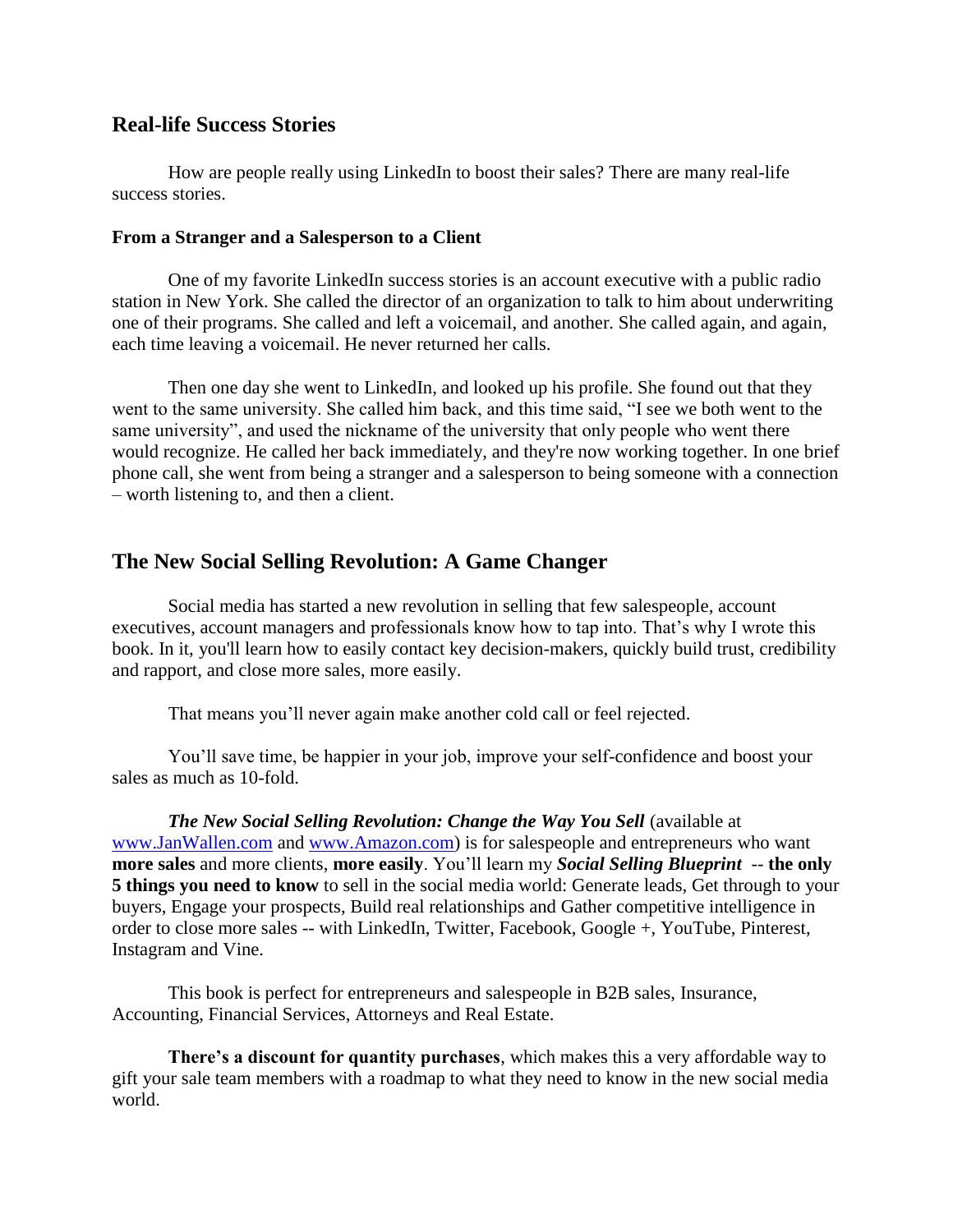## Real-life Success Stories

How are people really using LinkedIn to boost their sales? There are many real-life success stories.

### From a Stranger and a Salesperson to a Client

One of my favorite LinkedIn success stories is an account executive with a public radio station in New York. She called the director of an organization to talk to him about underwriting one of their programs. She called and left a voicemail, and another. She called again, and again, each time leaving a voicemail. He never returned her calls.

Then one day she went to LinkedIn, and looked up his profile. She found out that they went to the same university. She called him back, and this time said, "I see we both went to the same university", and used the nickname of the university that only people who went there would recognize. He called her back immediately, and they're now working together. In one brief phone call, she went from being a stranger and a salesperson to being someone with a connection – worth listening to, and then a client.

## The New Social Selling Revolution: A Game Changer

Social media has started a new revolution in selling that few salespeople, account executives, account managers and professionals know how to tap into. That's why I wrote this book. In it, you'll learn how to easily contact key decision-makers, quickly build trust, credibility and rapport, and close more sales, more easily.

That means you'll never again make another cold call or feel rejected.

You'll save time, be happier in your job, improve your self-confidence and boost your sales as much as 10-fold.

***The New Social Selling Revolution: Change the Way You Sell*** (available at [www.JanWallen.com](http://www.JanWallen.com) and [www.Amazon.com](http://www.Amazon.com)) is for salespeople and entrepreneurs who want **more sales** and more clients, **more easily**. You'll learn my ***Social Selling Blueprint*** -- **the only 5 things you need to know** to sell in the social media world: Generate leads, Get through to your buyers, Engage your prospects, Build real relationships and Gather competitive intelligence in order to close more sales -- with LinkedIn, Twitter, Facebook, Google +, YouTube, Pinterest, Instagram and Vine.

This book is perfect for entrepreneurs and salespeople in B2B sales, Insurance, Accounting, Financial Services, Attorneys and Real Estate.

**There's a discount for quantity purchases**, which makes this a very affordable way to gift your sale team members with a roadmap to what they need to know in the new social media world.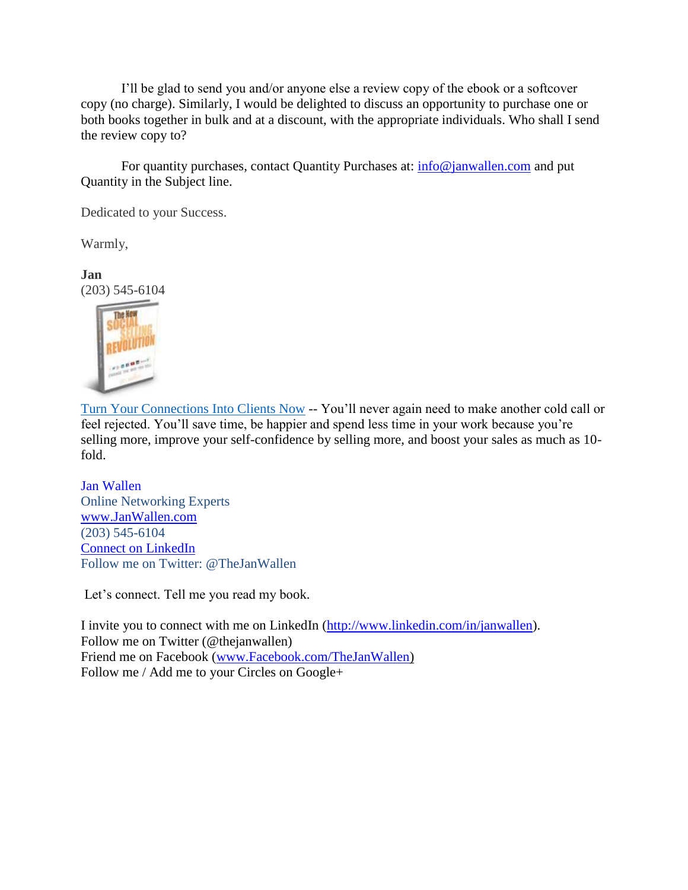I'll be glad to send you and/or anyone else a review copy of the ebook or a softcover copy (no charge). Similarly, I would be delighted to discuss an opportunity to purchase one or both books together in bulk and at a discount, with the appropriate individuals. Who shall I send the review copy to?

For quantity purchases, contact Quantity Purchases at: info@janwallen.com and put Quantity in the Subject line.

Dedicated to your Success.

Warmly,

**Jan**
(203) 545-6104

Turn Your Connections Into Clients Now -- You'll never again need to make another cold call or feel rejected. You'll save time, be happier and spend less time in your work because you're selling more, improve your self-confidence by selling more, and boost your sales as much as 10-fold.

Jan Wallen
Online Networking Experts
www.JanWallen.com
(203) 545-6104
Connect on LinkedIn
Follow me on Twitter: @TheJanWallen

Let's connect. Tell me you read my book.

I invite you to connect with me on LinkedIn (http://www.linkedin.com/in/janwallen).
Follow me on Twitter (@thejanwallen)
Friend me on Facebook (www.Facebook.com/TheJanWallen)
Follow me / Add me to your Circles on Google+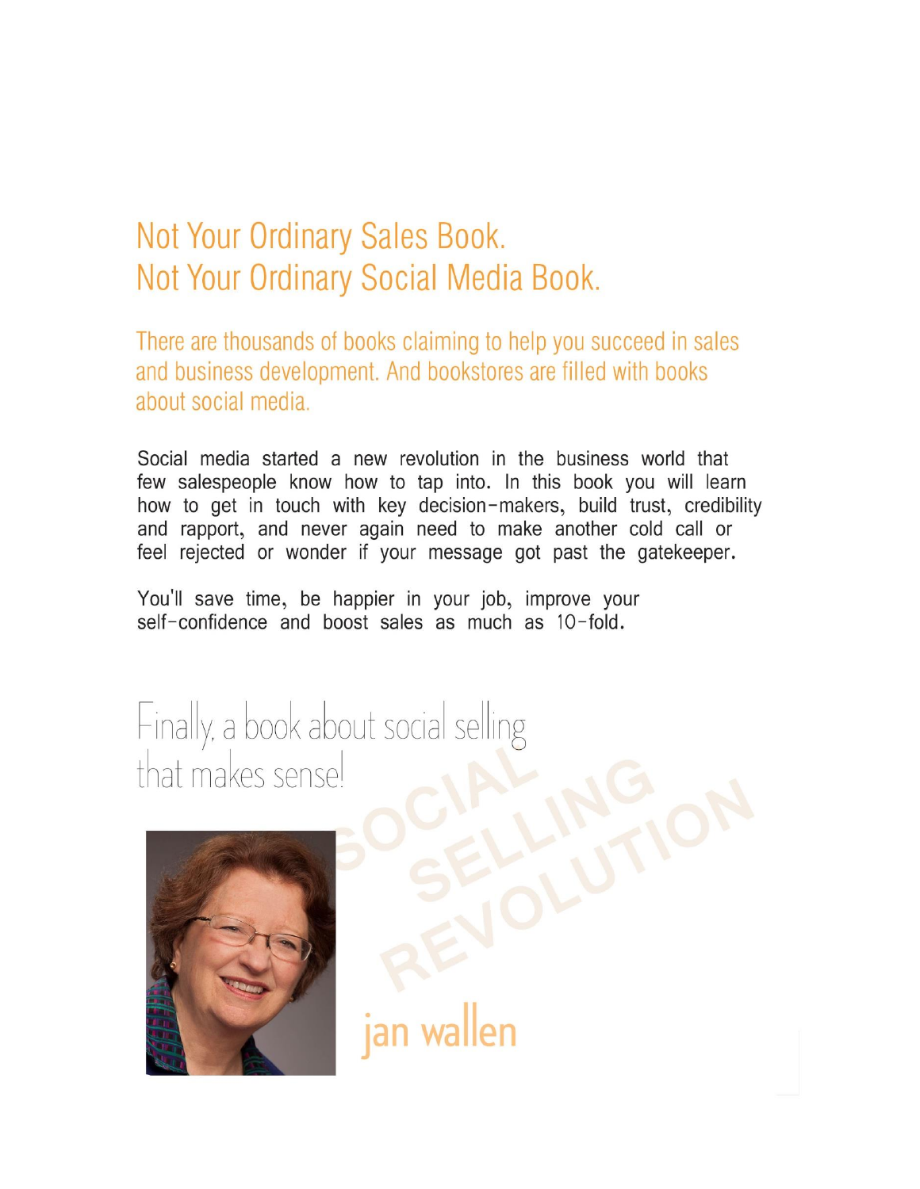# Not Your Ordinary Sales Book.
# Not Your Ordinary Social Media Book.

## There are thousands of books claiming to help you succeed in sales and business development. And bookstores are filled with books about social media.

Social media started a new revolution in the business world that few salespeople know how to tap into. In this book you will learn how to get in touch with key decision-makers, build trust, credibility and rapport, and never again need to make another cold call or feel rejected or wonder if your message got past the gatekeeper.

You'll save time, be happier in your job, improve your self-confidence and boost sales as much as 10-fold.

## Finally, a book about social selling that makes sense!

SOCIAL SELLING REVOLUTION

jan wallen